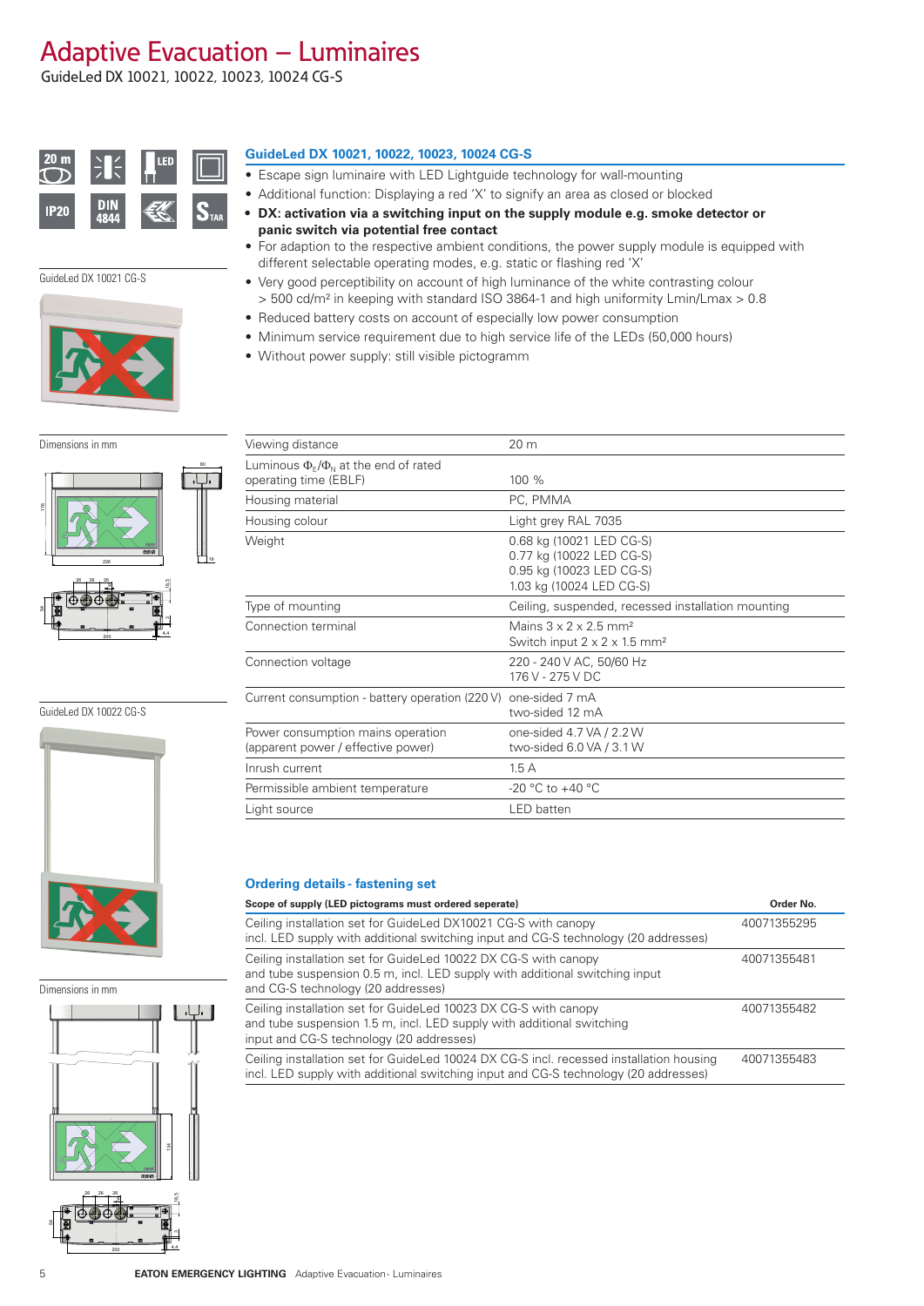# Adaptive Evacuation – Luminaires

GuideLed DX 10021, 10022, 10023, 10024 CG-S

20 m | LED | IP20 | DIN 4844 | STAR

GuideLed DX 10021 CG-S

## GuideLed DX 10021, 10022, 10023, 10024 CG-S

- Escape sign luminaire with LED Lightguide technology for wall-mounting
- Additional function: Displaying a red 'X' to signify an area as closed or blocked
- **DX: activation via a switching input on the supply module e.g. smoke detector or panic switch via potential free contact**
- For adaption to the respective ambient conditions, the power supply module is equipped with different selectable operating modes, e.g. static or flashing red 'X'
- Very good perceptibility on account of high luminance of the white contrasting colour > 500 cd/m² in keeping with standard ISO 3864-1 and high uniformity Lmin/Lmax > 0.8
- Reduced battery costs on account of especially low power consumption
- Minimum service requirement due to high service life of the LEDs (50,000 hours)
- Without power supply: still visible pictogramm

Dimensions in mm

| | |
|---|---|
| Viewing distance | 20 m |
| Luminous $\Phi_E/\Phi_N$ at the end of rated operating time (EBLF) | 100 % |
| Housing material | PC, PMMA |
| Housing colour | Light grey RAL 7035 |
| Weight | 0.68 kg (10021 LED CG-S)<br>0.77 kg (10022 LED CG-S)<br>0.95 kg (10023 LED CG-S)<br>1.03 kg (10024 LED CG-S) |
| Type of mounting | Ceiling, suspended, recessed installation mounting |
| Connection terminal | Mains 3 x 2 x 2.5 mm²<br>Switch input 2 x 2 x 1.5 mm² |
| Connection voltage | 220 - 240 V AC, 50/60 Hz<br>176 V - 275 V DC |
| Current consumption - battery operation (220 V) | one-sided 7 mA<br>two-sided 12 mA |
| Power consumption mains operation (apparent power / effective power) | one-sided 4.7 VA / 2.2 W<br>two-sided 6.0 VA / 3.1 W |
| Inrush current | 1.5 A |
| Permissible ambient temperature | -20 °C to +40 °C |
| Light source | LED batten |

GuideLed DX 10022 CG-S

Dimensions in mm

### Ordering details - fastening set

| Scope of supply (LED pictograms must ordered seperate) | Order No. |
|---|---|
| Ceiling installation set for GuideLed DX10021 CG-S with canopy incl. LED supply with additional switching input and CG-S technology (20 addresses) | 40071355295 |
| Ceiling installation set for GuideLed 10022 DX CG-S with canopy and tube suspension 0.5 m, incl. LED supply with additional switching input and CG-S technology (20 addresses) | 40071355481 |
| Ceiling installation set for GuideLed 10023 DX CG-S with canopy and tube suspension 1.5 m, incl. LED supply with additional switching input and CG-S technology (20 addresses) | 40071355482 |
| Ceiling installation set for GuideLed 10024 DX CG-S incl. recessed installation housing incl. LED supply with additional switching input and CG-S technology (20 addresses) | 40071355483 |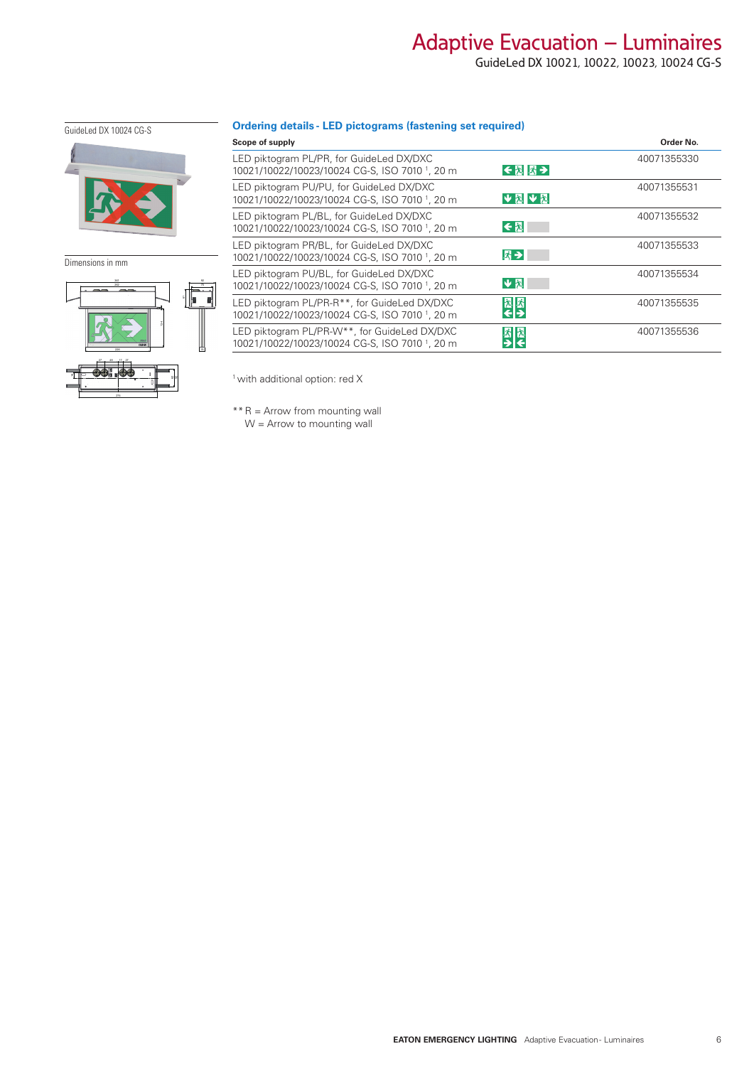# Adaptive Evacuation – Luminaires

GuideLed DX 10021, 10022, 10023, 10024 CG-S

GuideLed DX 10024 CG-S

Dimensions in mm

## Ordering details - LED pictograms (fastening set required)

| Scope of supply | Order No. |
|---|---|
| LED piktogram PL/PR, for GuideLed DX/DXC 10021/10022/10023/10024 CG-S, ISO 7010 [1], 20 m | 40071355330 |
| LED piktogram PU/PU, for GuideLed DX/DXC 10021/10022/10023/10024 CG-S, ISO 7010 [1], 20 m | 40071355531 |
| LED piktogram PL/BL, for GuideLed DX/DXC 10021/10022/10023/10024 CG-S, ISO 7010 [1], 20 m | 40071355532 |
| LED piktogram PR/BL, for GuideLed DX/DXC 10021/10022/10023/10024 CG-S, ISO 7010 [1], 20 m | 40071355533 |
| LED piktogram PU/BL, for GuideLed DX/DXC 10021/10022/10023/10024 CG-S, ISO 7010 [1], 20 m | 40071355534 |
| LED piktogram PL/PR-R**, for GuideLed DX/DXC 10021/10022/10023/10024 CG-S, ISO 7010 [1], 20 m | 40071355535 |
| LED piktogram PL/PR-W**, for GuideLed DX/DXC 10021/10022/10023/10024 CG-S, ISO 7010 [1], 20 m | 40071355536 |

[1] with additional option: red X

** R = Arrow from mounting wall
W = Arrow to mounting wall